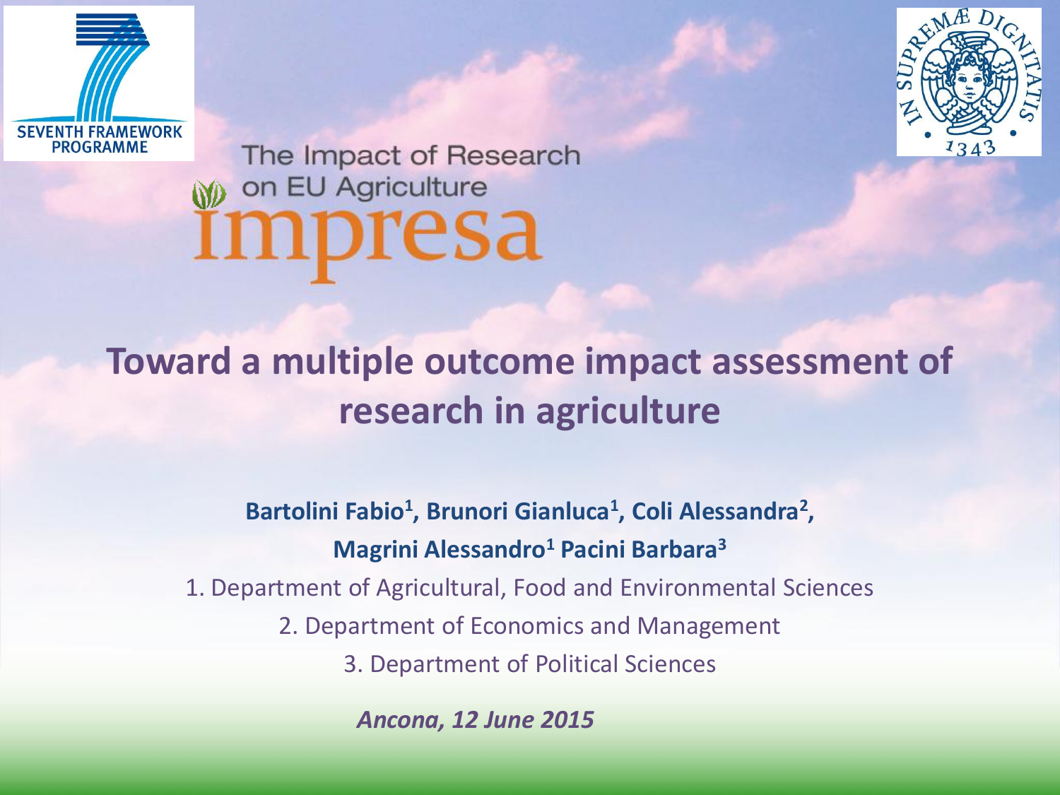SEVENTH FRAMEWORK PROGRAMME

The Impact of Research on EU Agriculture

impresa

IN SUPREMÆ DIGNITATIS 1343

# Toward a multiple outcome impact assessment of research in agriculture

**Bartolini Fabio[1], Brunori Gianluca[1], Coli Alessandra[2], Magrini Alessandro[1] Pacini Barbara[3]**

1. Department of Agricultural, Food and Environmental Sciences
2. Department of Economics and Management
3. Department of Political Sciences

***Ancona, 12 June 2015***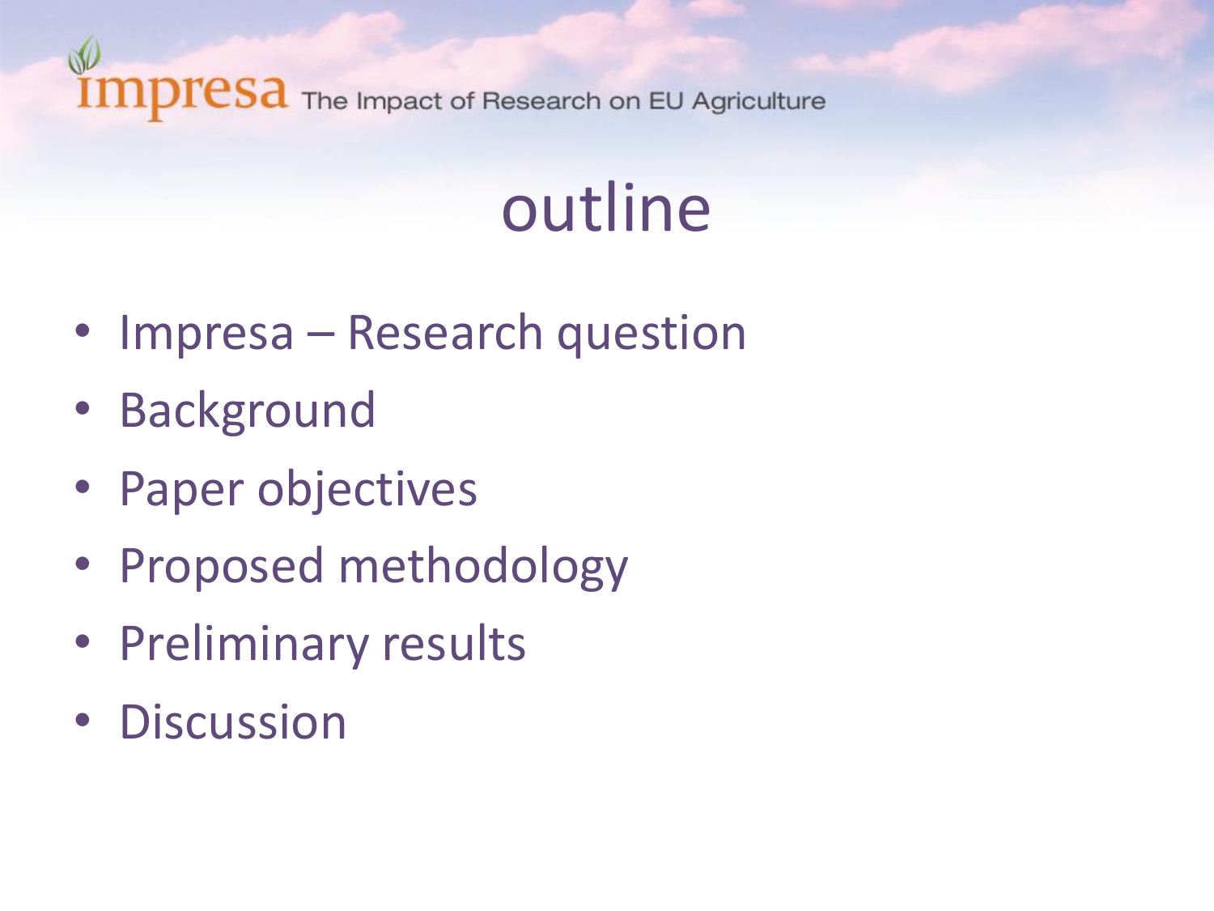# outline

- Impresa – Research question
- Background
- Paper objectives
- Proposed methodology
- Preliminary results
- Discussion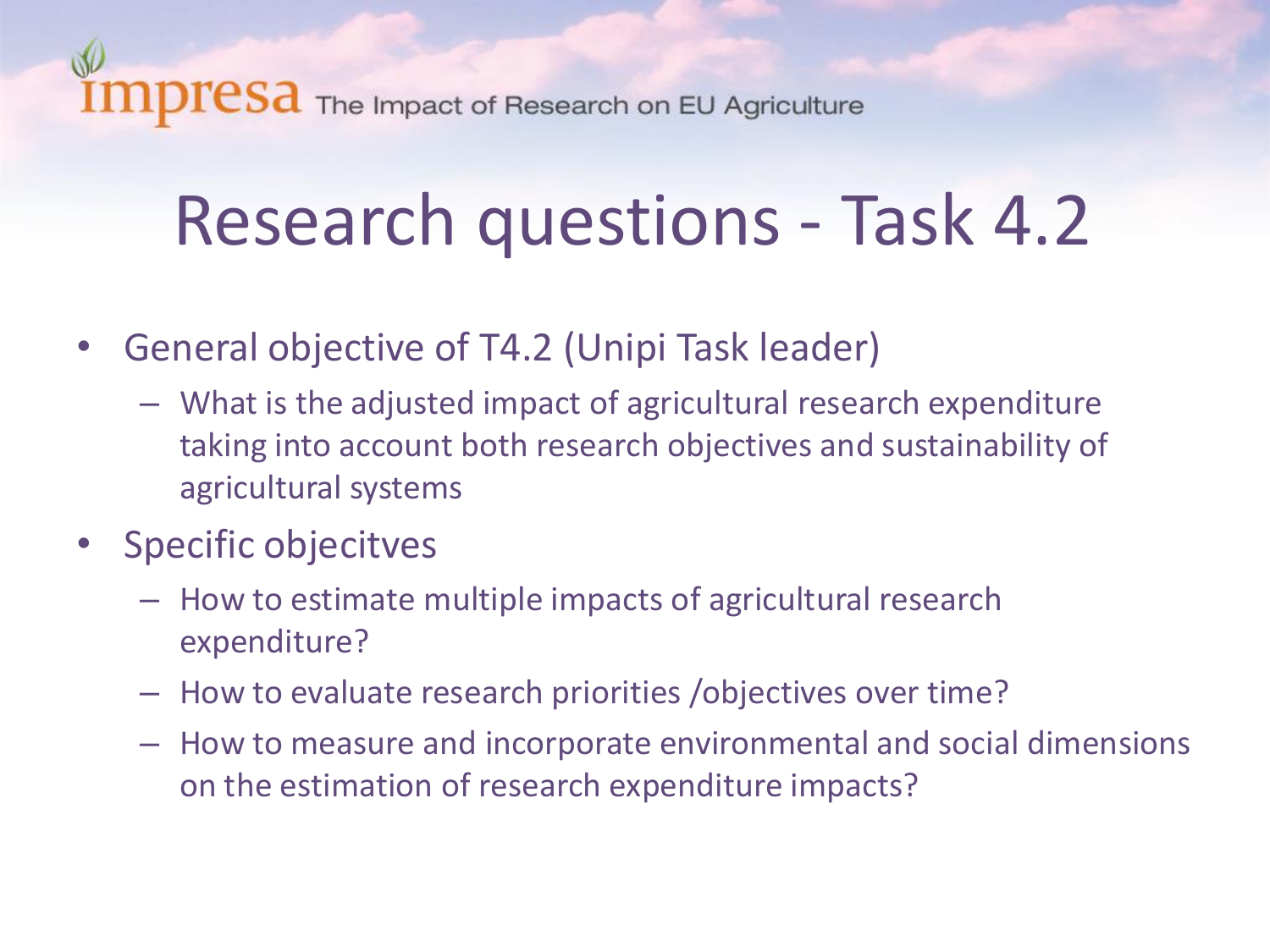# Research questions - Task 4.2

- General objective of T4.2 (Unipi Task leader)
  - What is the adjusted impact of agricultural research expenditure taking into account both research objectives and sustainability of agricultural systems
- Specific objecitves
  - How to estimate multiple impacts of agricultural research expenditure?
  - How to evaluate research priorities /objectives over time?
  - How to measure and incorporate environmental and social dimensions on the estimation of research expenditure impacts?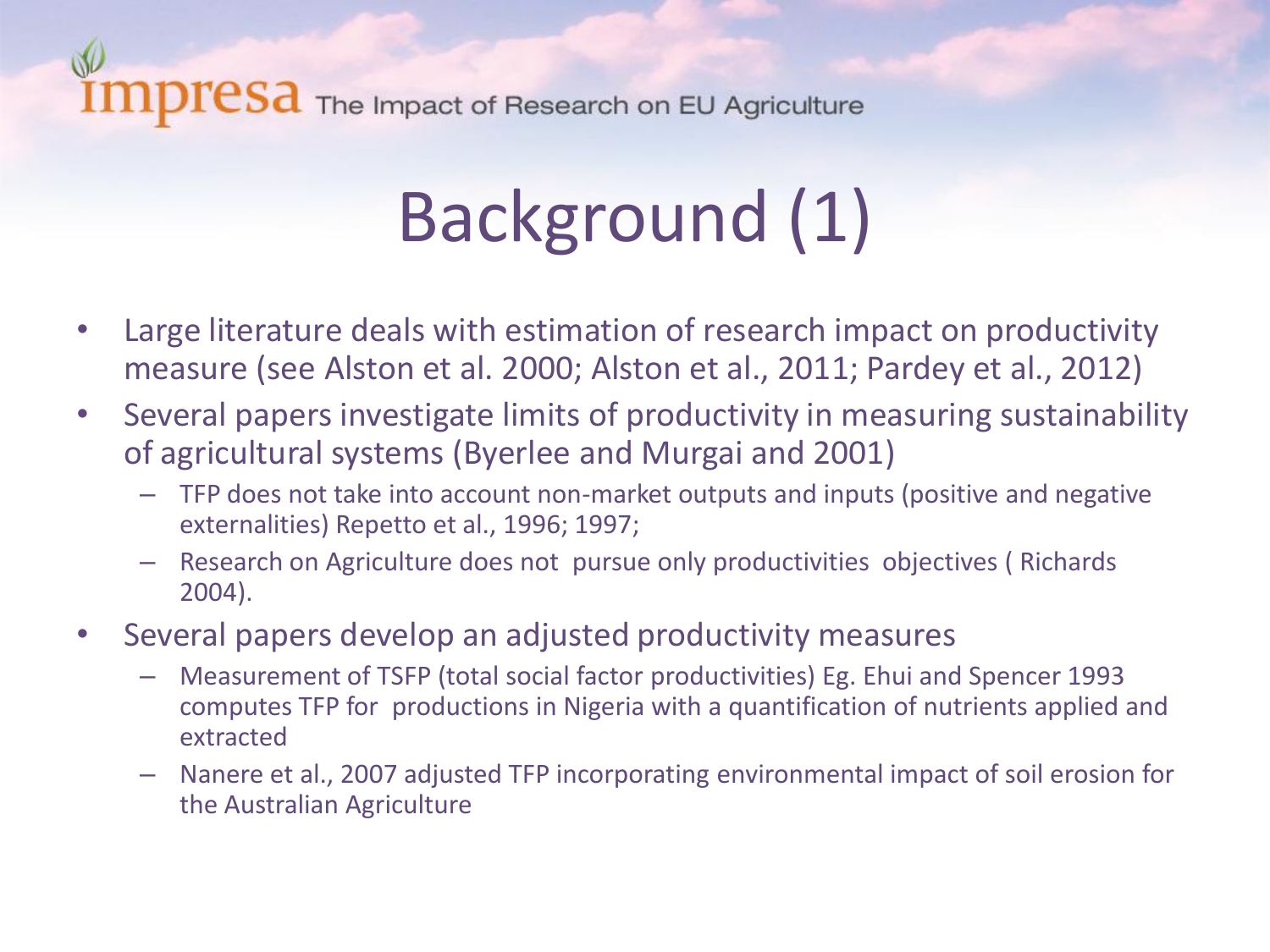# Background (1)

- Large literature deals with estimation of research impact on productivity measure (see Alston et al. 2000; Alston et al., 2011; Pardey et al., 2012)
- Several papers investigate limits of productivity in measuring sustainability of agricultural systems (Byerlee and Murgai and 2001)
  - TFP does not take into account non-market outputs and inputs (positive and negative externalities) Repetto et al., 1996; 1997;
  - Research on Agriculture does not pursue only productivities objectives ( Richards 2004).
- Several papers develop an adjusted productivity measures
  - Measurement of TSFP (total social factor productivities) Eg. Ehui and Spencer 1993 computes TFP for productions in Nigeria with a quantification of nutrients applied and extracted
  - Nanere et al., 2007 adjusted TFP incorporating environmental impact of soil erosion for the Australian Agriculture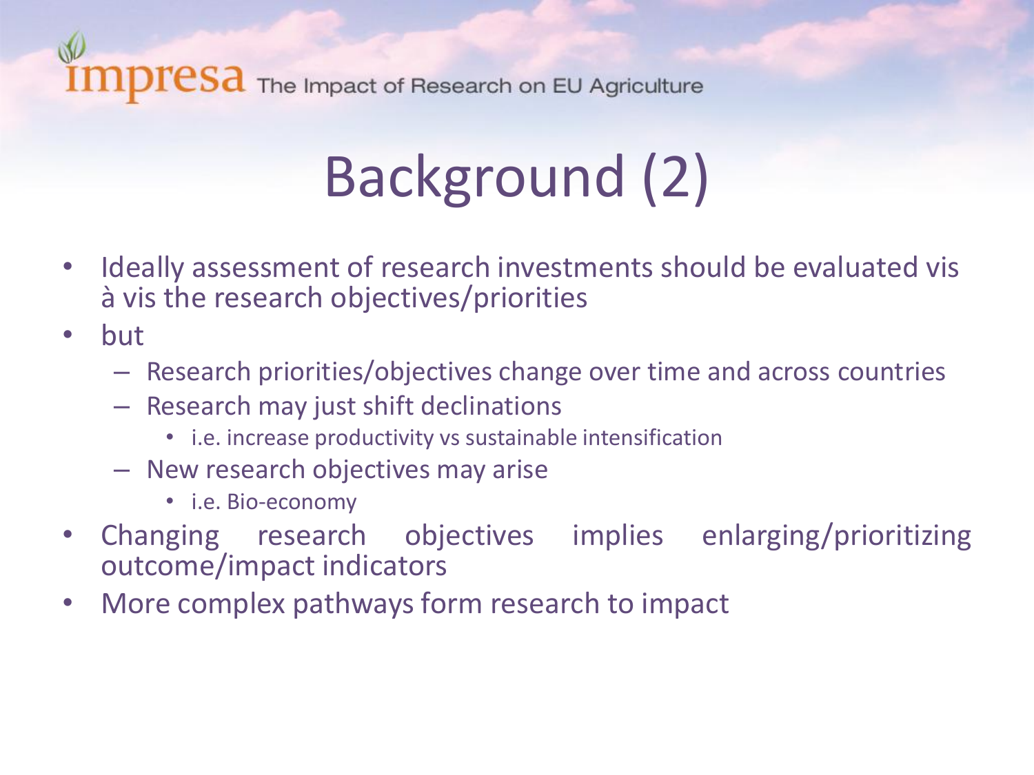# Background (2)

- Ideally assessment of research investments should be evaluated vis à vis the research objectives/priorities
- but
  - Research priorities/objectives change over time and across countries
  - Research may just shift declinations
    - i.e. increase productivity vs sustainable intensification
  - New research objectives may arise
    - i.e. Bio-economy
- Changing research objectives implies enlarging/prioritizing outcome/impact indicators
- More complex pathways form research to impact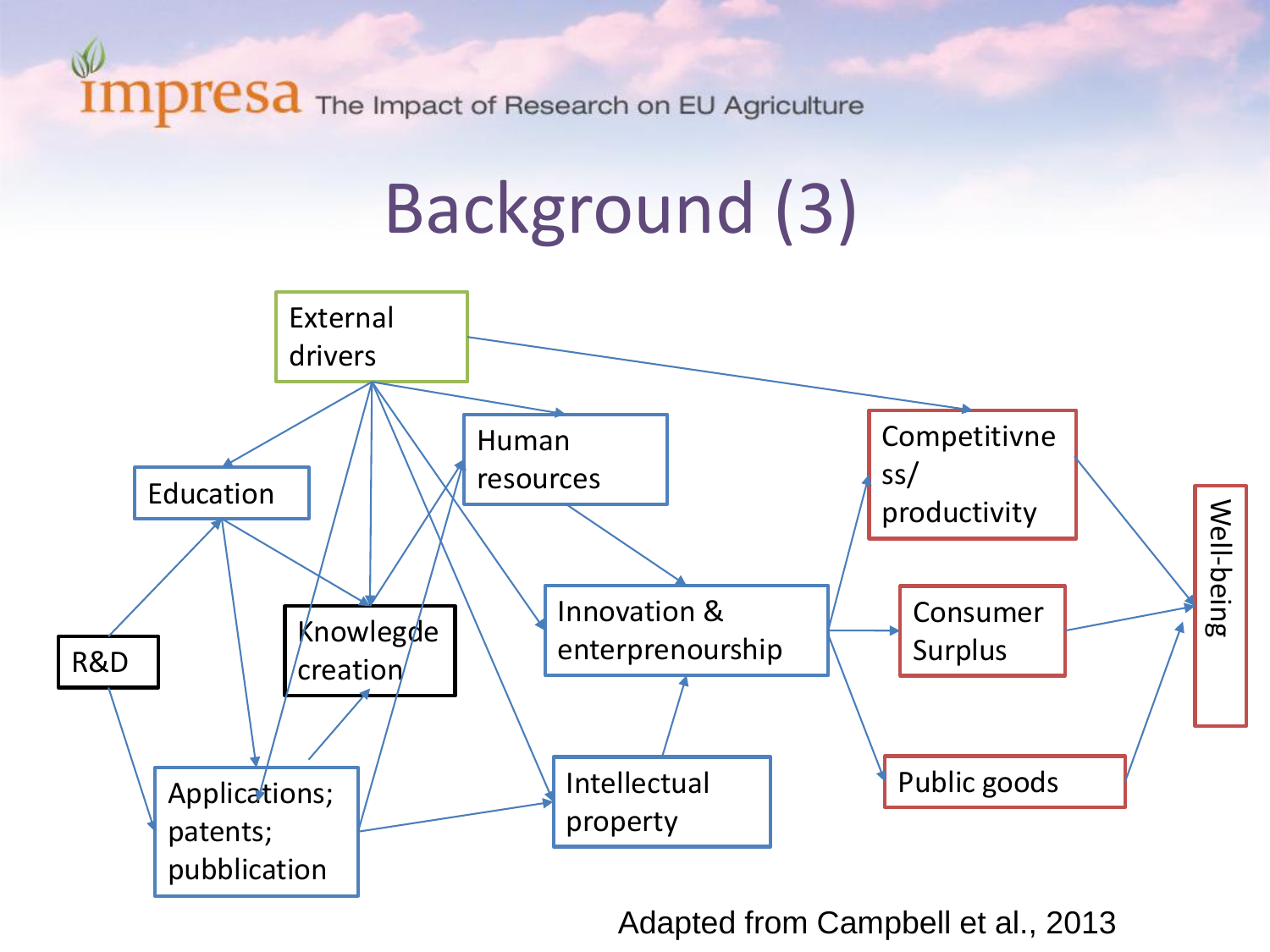# Background (3)

External drivers

Education

Human resources

Competitivness/ productivity

Knowlegde creation

Innovation & enterprenourship

Consumer Surplus

Well-being

R&D

Applications; patents; pubblication

Intellectual property

Public goods

Adapted from Campbell et al., 2013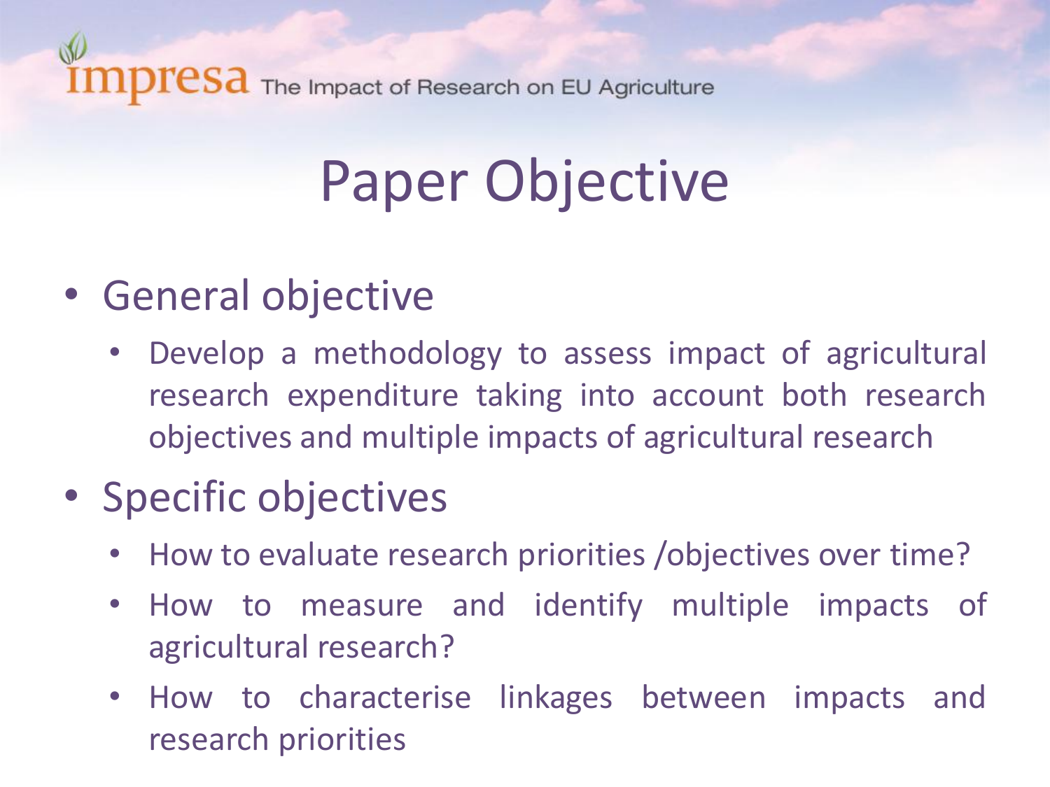# Paper Objective

- General objective
  - Develop a methodology to assess impact of agricultural research expenditure taking into account both research objectives and multiple impacts of agricultural research
- Specific objectives
  - How to evaluate research priorities /objectives over time?
  - How to measure and identify multiple impacts of agricultural research?
  - How to characterise linkages between impacts and research priorities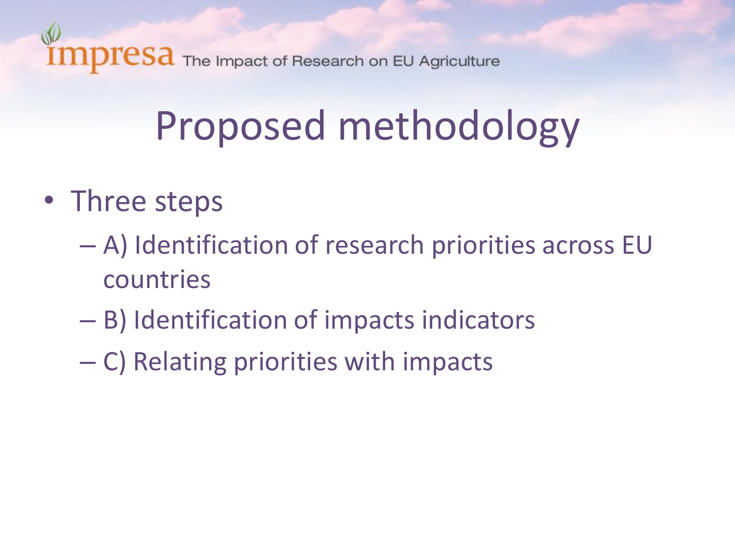# Proposed methodology

- Three steps
  - A) Identification of research priorities across EU countries
  - B) Identification of impacts indicators
  - C) Relating priorities with impacts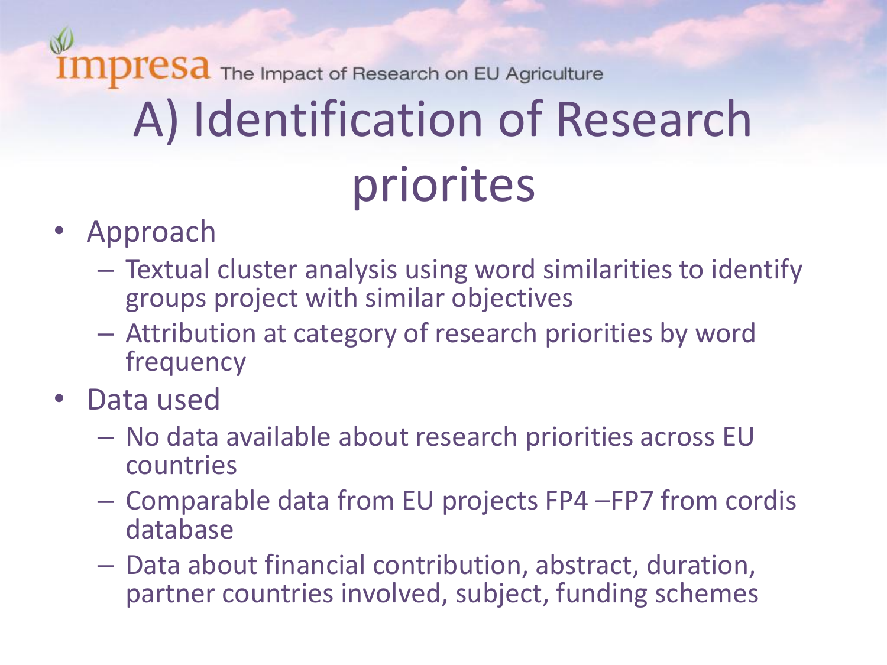# A) Identification of Research priorites

- Approach
  - Textual cluster analysis using word similarities to identify groups project with similar objectives
  - Attribution at category of research priorities by word frequency
- Data used
  - No data available about research priorities across EU countries
  - Comparable data from EU projects FP4 –FP7 from cordis database
  - Data about financial contribution, abstract, duration, partner countries involved, subject, funding schemes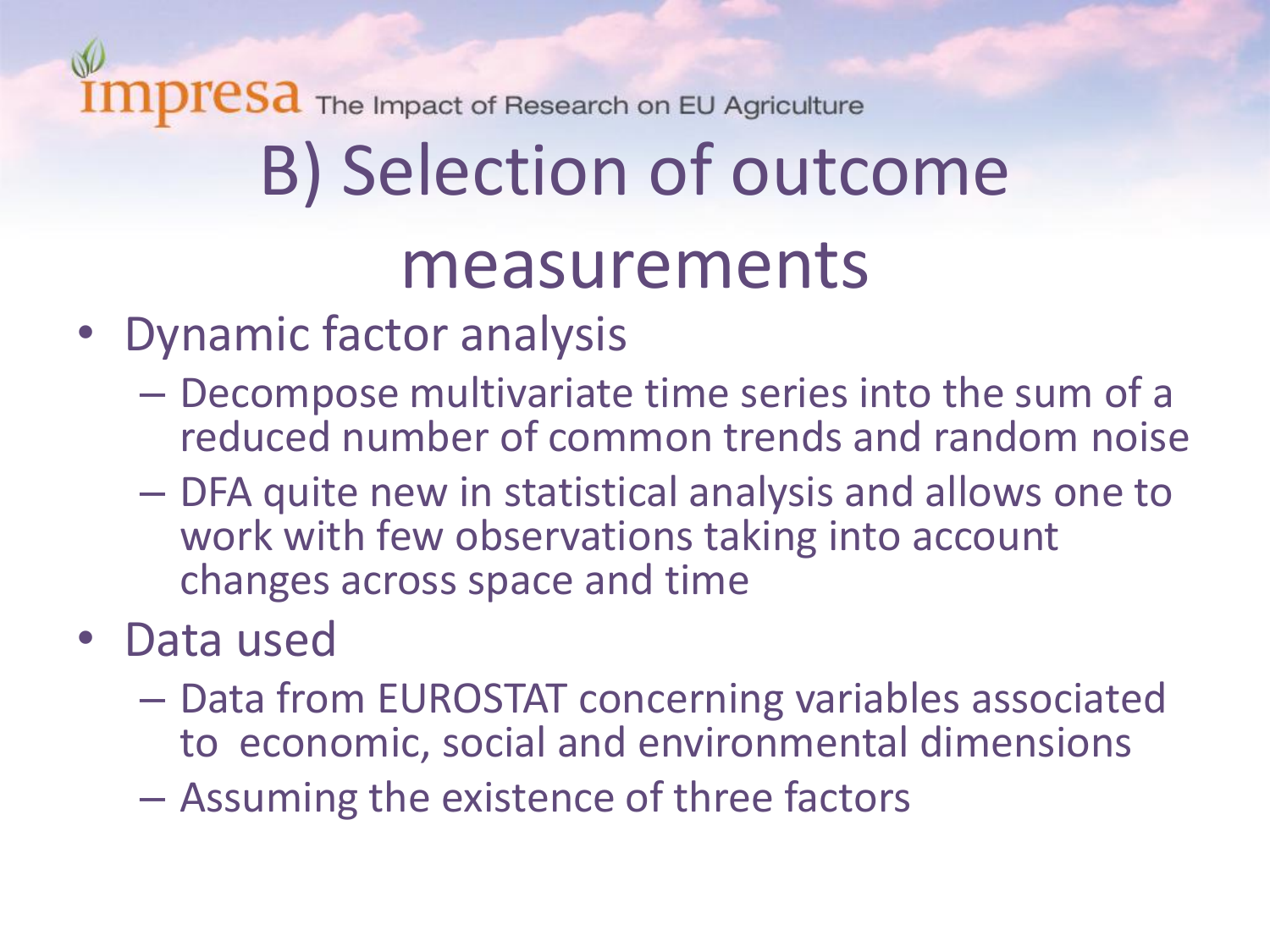# B) Selection of outcome measurements

- Dynamic factor analysis
  - Decompose multivariate time series into the sum of a reduced number of common trends and random noise
  - DFA quite new in statistical analysis and allows one to work with few observations taking into account changes across space and time
- Data used
  - Data from EUROSTAT concerning variables associated to economic, social and environmental dimensions
  - Assuming the existence of three factors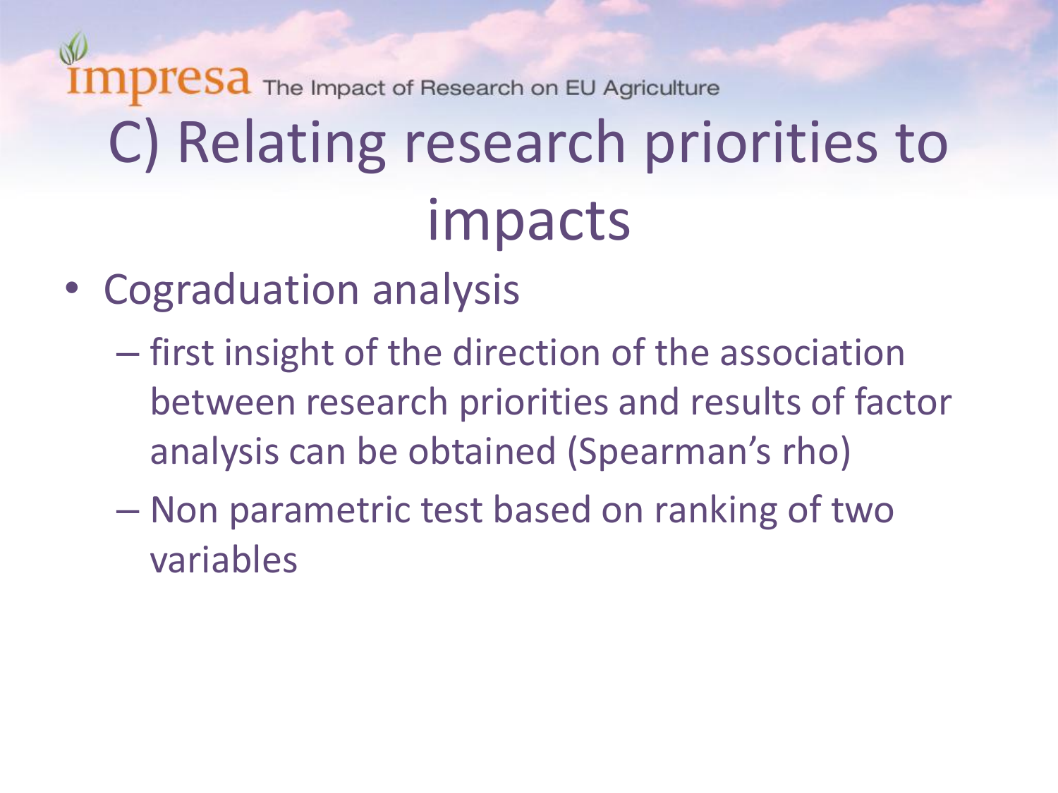# C) Relating research priorities to impacts

- Cograduation analysis
  - first insight of the direction of the association between research priorities and results of factor analysis can be obtained (Spearman's rho)
  - Non parametric test based on ranking of two variables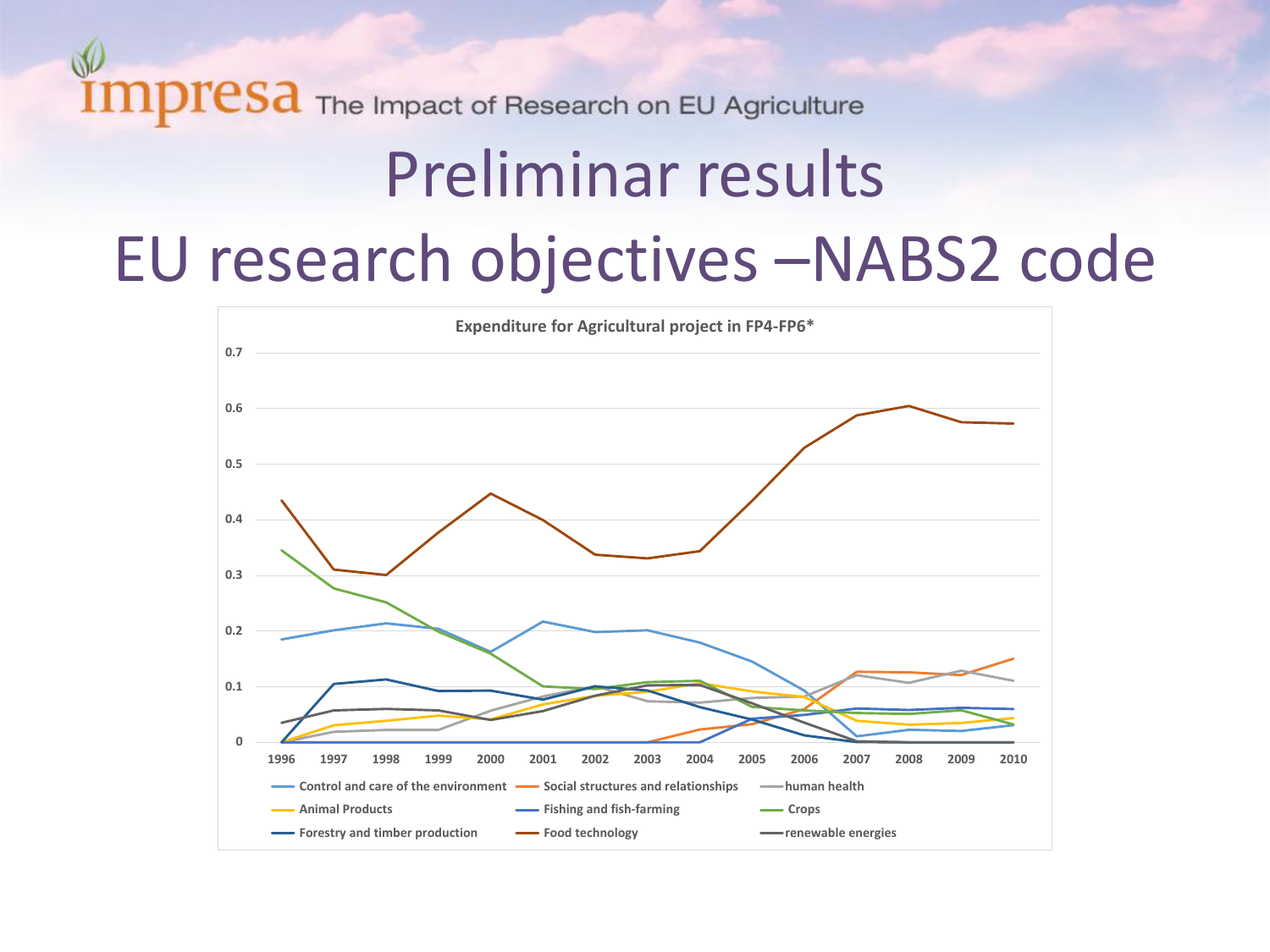impresa The Impact of Research on EU Agriculture

# Preliminar results

# EU research objectives –NABS2 code

**Expenditure for Agricultural project in FP4-FP6***

0.7
0.6
0.5
0.4
0.3
0.2
0.1
0

1996 1997 1998 1999 2000 2001 2002 2003 2004 2005 2006 2007 2008 2009 2010

- Control and care of the environment
- Social structures and relationships
- human health
- Animal Products
- Fishing and fish-farming
- Crops
- Forestry and timber production
- Food technology
- renewable energies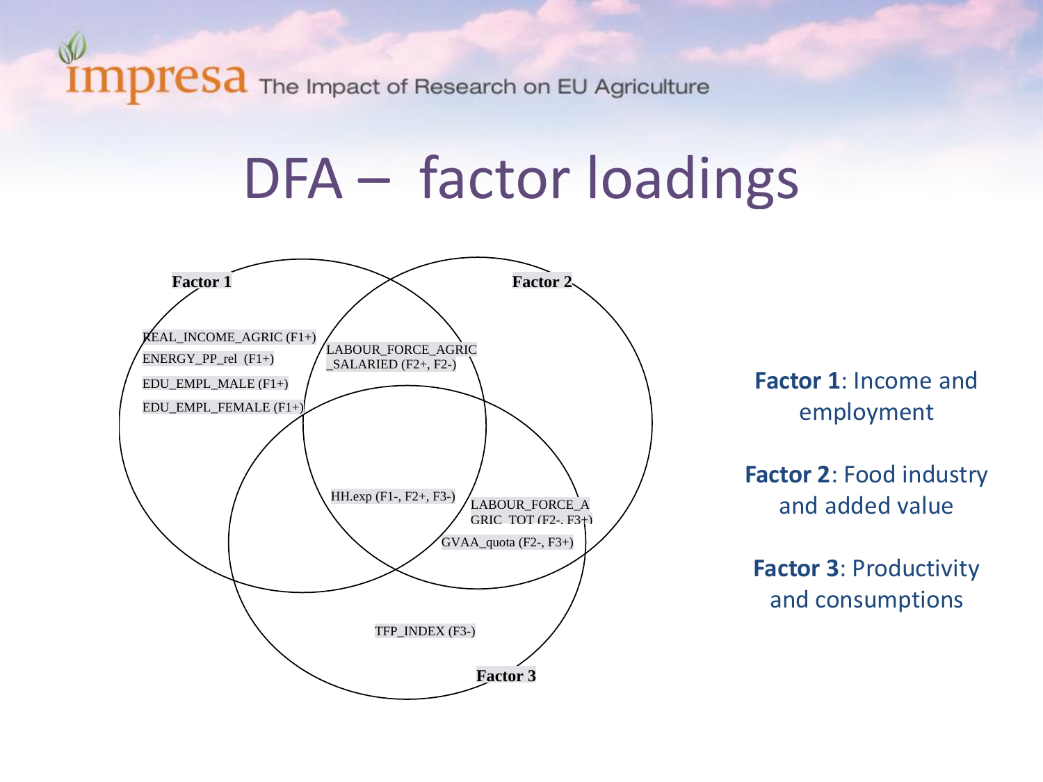# DFA – factor loadings

Factor 1

REAL_INCOME_AGRIC (F1+)
ENERGY_PP_rel (F1+)
EDU_EMPL_MALE (F1+)
EDU_EMPL_FEMALE (F1+)

Factor 2

LABOUR_FORCE_AGRIC_SALARIED (F2+, F2-)

HH.exp (F1-, F2+, F3-)

LABOUR_FORCE_AGRIC_TOT (F2-, F3+)
GVAA_quota (F2-, F3+)

TFP_INDEX (F3-)

Factor 3

**Factor 1**: Income and employment

**Factor 2**: Food industry and added value

**Factor 3**: Productivity and consumptions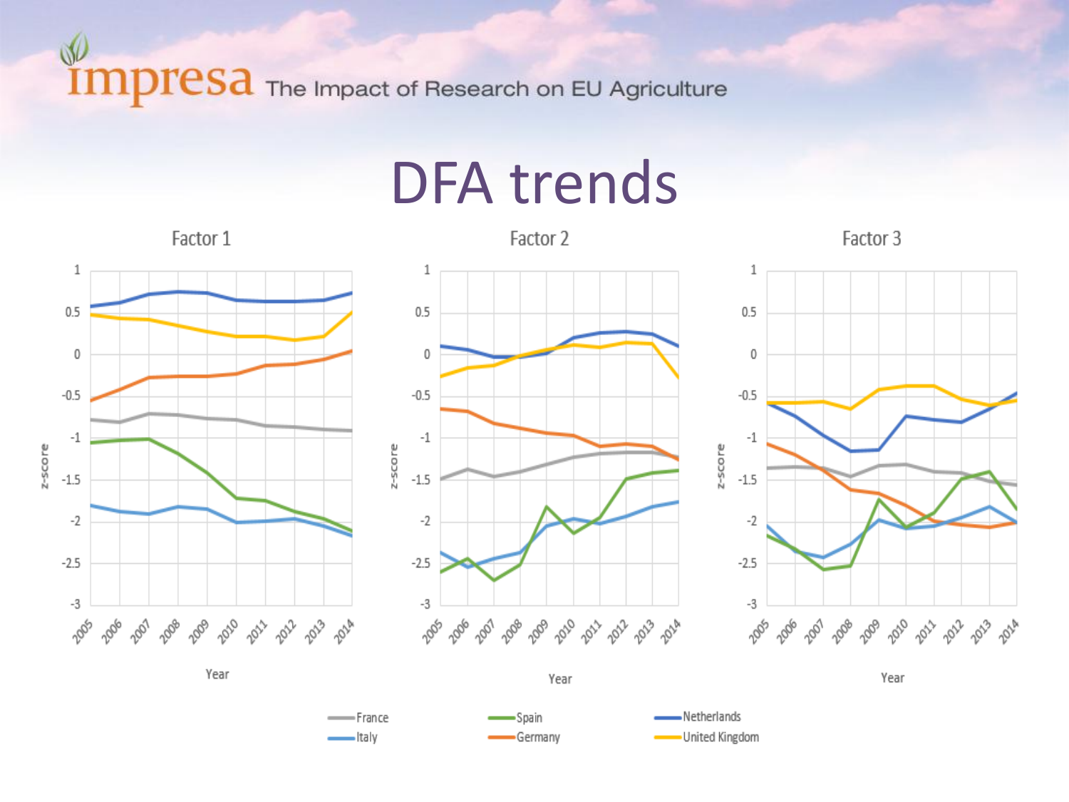# DFA trends

Factor 1

Factor 2

Factor 3

Year

z-score

France
Italy
Spain
Germany
Netherlands
United Kingdom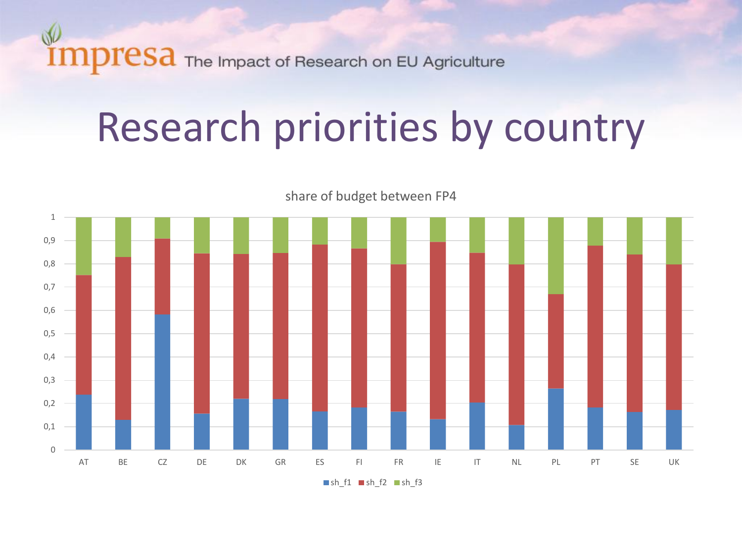impresa The Impact of Research on EU Agriculture

# Research priorities by country

share of budget between FP4

| | sh_f1 | sh_f2 | sh_f3 |
|---|---|---|---|
| AT | 0,24 | 0,51 | 0,25 |
| BE | 0,13 | 0,70 | 0,17 |
| CZ | 0,58 | 0,33 | 0,09 |
| DE | 0,16 | 0,69 | 0,15 |
| DK | 0,22 | 0,62 | 0,16 |
| GR | 0,22 | 0,63 | 0,15 |
| ES | 0,17 | 0,72 | 0,12 |
| FI | 0,18 | 0,69 | 0,13 |
| FR | 0,17 | 0,63 | 0,20 |
| IE | 0,13 | 0,76 | 0,11 |
| IT | 0,20 | 0,65 | 0,15 |
| NL | 0,11 | 0,69 | 0,20 |
| PL | 0,27 | 0,40 | 0,33 |
| PT | 0,18 | 0,70 | 0,12 |
| SE | 0,17 | 0,68 | 0,16 |
| UK | 0,17 | 0,63 | 0,20 |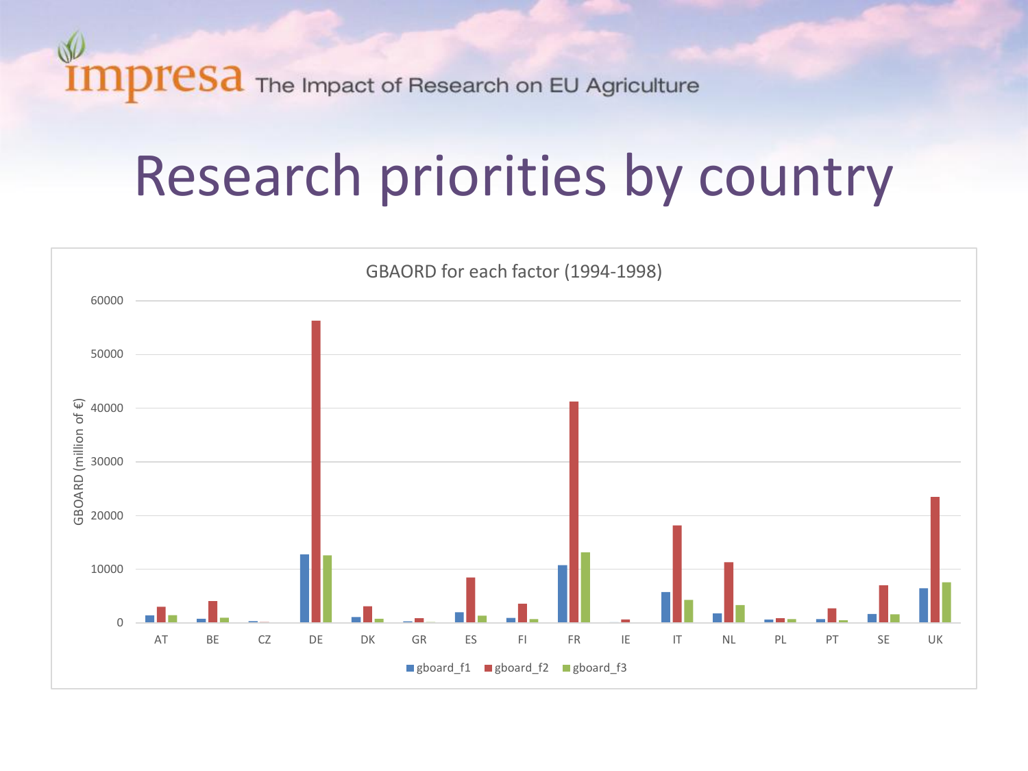# Research priorities by country

GBAORD for each factor (1994-1998)

GBOARD (million of €)

60000
50000
40000
30000
20000
10000
0

AT BE CZ DE DK GR ES FI FR IE IT NL PL PT SE UK

gboard_f1 gboard_f2 gboard_f3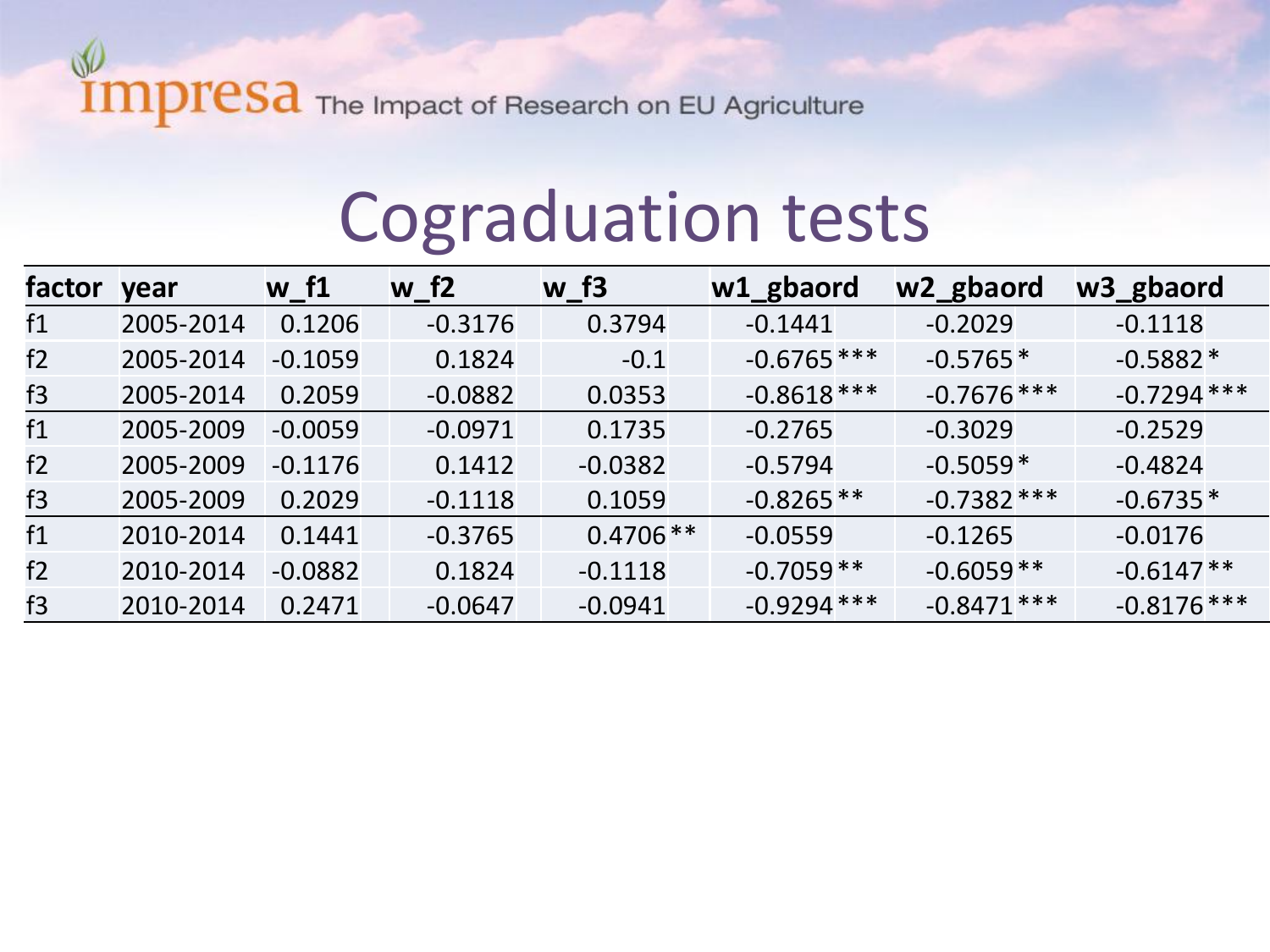# Cograduation tests

| factor | year | w_f1 | w_f2 | w_f3 | w1_gbaord | w2_gbaord | w3_gbaord |
|---|---|---|---|---|---|---|---|
| f1 | 2005-2014 | 0.1206 | -0.3176 | 0.3794 | -0.1441 | -0.2029 | -0.1118 |
| f2 | 2005-2014 | -0.1059 | 0.1824 | -0.1 | -0.6765 *** | -0.5765 * | -0.5882 * |
| f3 | 2005-2014 | 0.2059 | -0.0882 | 0.0353 | -0.8618 *** | -0.7676 *** | -0.7294 *** |
| f1 | 2005-2009 | -0.0059 | -0.0971 | 0.1735 | -0.2765 | -0.3029 | -0.2529 |
| f2 | 2005-2009 | -0.1176 | 0.1412 | -0.0382 | -0.5794 | -0.5059 * | -0.4824 |
| f3 | 2005-2009 | 0.2029 | -0.1118 | 0.1059 | -0.8265 ** | -0.7382 *** | -0.6735 * |
| f1 | 2010-2014 | 0.1441 | -0.3765 | 0.4706 ** | -0.0559 | -0.1265 | -0.0176 |
| f2 | 2010-2014 | -0.0882 | 0.1824 | -0.1118 | -0.7059 ** | -0.6059 ** | -0.6147 ** |
| f3 | 2010-2014 | 0.2471 | -0.0647 | -0.0941 | -0.9294 *** | -0.8471 *** | -0.8176 *** |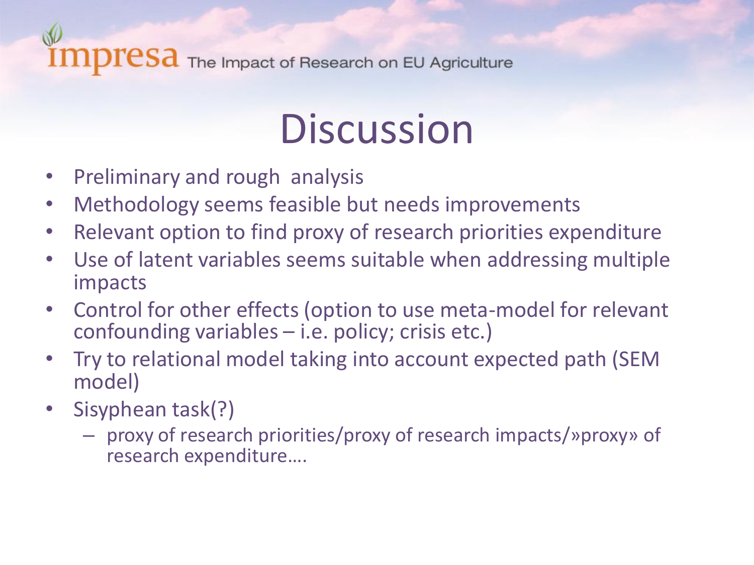# Discussion

- Preliminary and rough analysis
- Methodology seems feasible but needs improvements
- Relevant option to find proxy of research priorities expenditure
- Use of latent variables seems suitable when addressing multiple impacts
- Control for other effects (option to use meta-model for relevant confounding variables – i.e. policy; crisis etc.)
- Try to relational model taking into account expected path (SEM model)
- Sisyphean task(?)
  - proxy of research priorities/proxy of research impacts/»proxy» of research expenditure….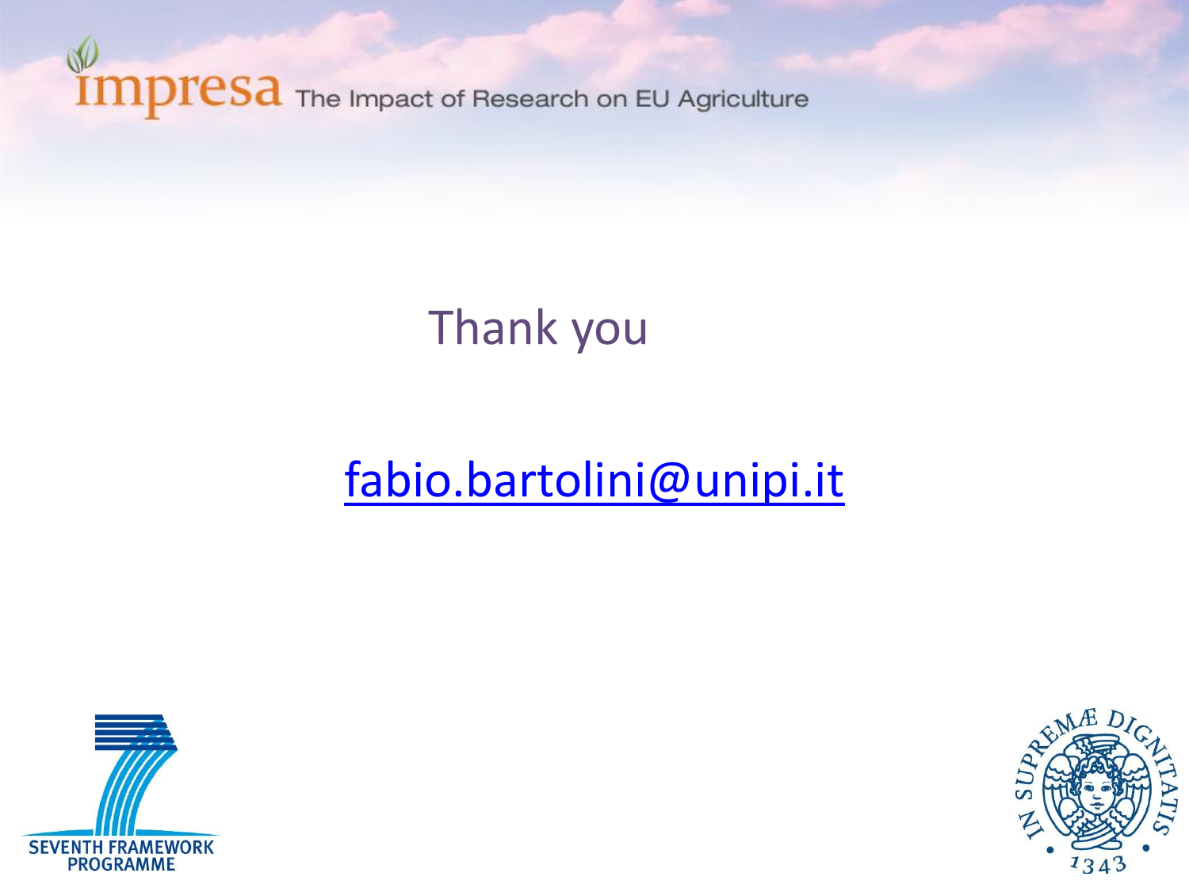impresa The Impact of Research on EU Agriculture

Thank you

fabio.bartolini@unipi.it

SEVENTH FRAMEWORK PROGRAMME

IN SUPREMÆ DIGNITATIS 1343